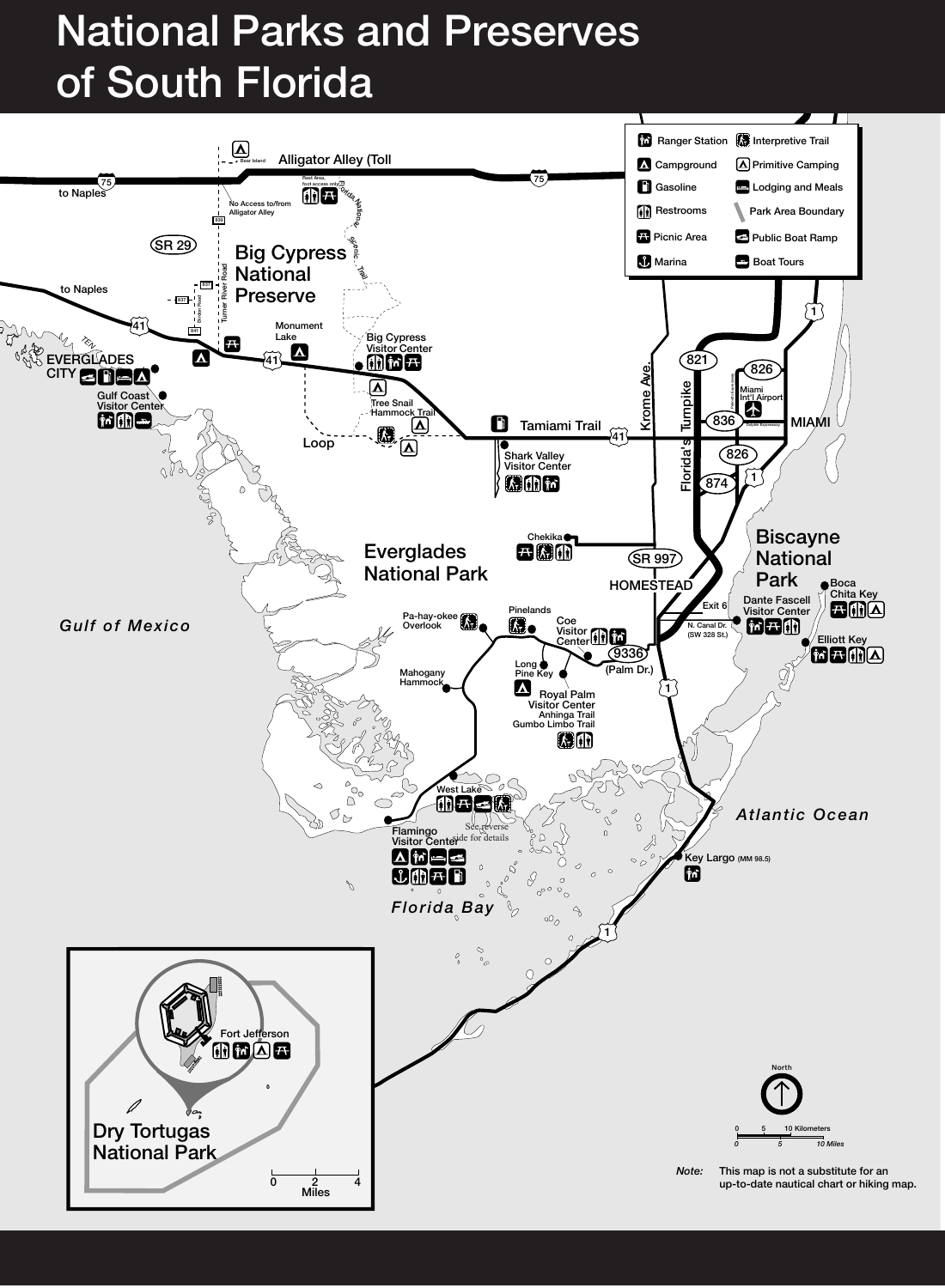# National Parks and Preserves of South Florida

**Legend**

- Ranger Station
- Campground
- Gasoline
- Restrooms
- Picnic Area
- Marina
- Interpretive Trail
- Primitive Camping
- Lodging and Meals
- Park Area Boundary
- Public Boat Ramp
- Boat Tours

Big Cypress National Preserve

Bear Island

Alligator Alley (Toll

75

to Naples

Rest Area, foot access only

Florida National Scenic Trail

No Access to/from Alligator Alley

839

SR 29

to Naples

837

Birdon Road

Turner River Road

841

41

Monument Lake

Big Cypress Visitor Center

Tree Snail Hammock Trail

Loop

EVERGLADES CITY

Gulf Coast Visitor Center

Tamiami Trail

Shark Valley Visitor Center

Krome Ave.

Florida's Turnpike

821

826

Miami Int'l Airport

836

MIAMI

826

874

1

Everglades National Park

Chekika

SR 997

HOMESTEAD

Biscayne National Park

Boca Chita Key

Dante Fascell Visitor Center

Exit 6

N. Canal Dr. (SW 328 St.)

Elliott Key

Gulf of Mexico

Pa-hay-okee Overlook

Pinelands

Coe Visitor Center

9336

(Palm Dr.)

Long Pine Key

Mahogany Hammock

Royal Palm Visitor Center

Anhinga Trail

Gumbo Limbo Trail

Atlantic Ocean

West Lake

Flamingo Visitor Center

See reverse side for details

Key Largo (MM 98.5)

Florida Bay

Fort Jefferson

Dry Tortugas National Park

0 2 4 Miles

North

0 5 10 Kilometers

0 5 10 Miles

*Note:* This map is not a substitute for an up-to-date nautical chart or hiking map.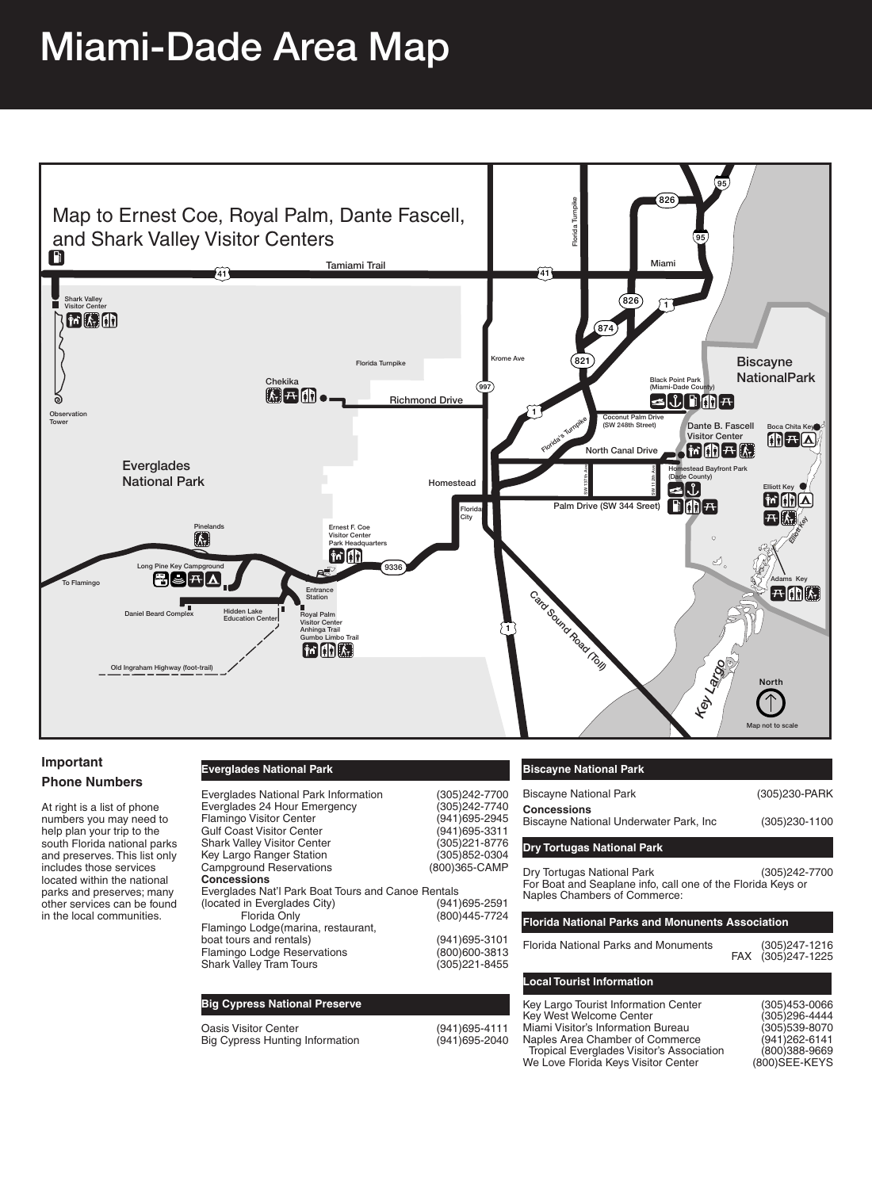# Miami-Dade Area Map

Map to Ernest Coe, Royal Palm, Dante Fascell, and Shark Valley Visitor Centers

Tamiami Trail

Miami

Florida Turnpike

Shark Valley Visitor Center

Observation Tower

Chekika

Richmond Drive

Krome Ave

Biscayne NationalPark

Black Point Park (Miami-Dade County)

Coconut Palm Drive (SW 248th Street)

Dante B. Fascell Visitor Center

Boca Chita Key

North Canal Drive

Homestead Bayfront Park (Dade County)

Elliott Key

Everglades National Park

Homestead

Florida City

Palm Drive (SW 344 Sreet)

Pinelands

Ernest F. Coe Visitor Center Park Headquarters

Long Pine Key Campground

To Flamingo

Entrance Station

Daniel Beard Complex

Hidden Lake Education Center

Royal Palm Visitor Center Anhinga Trail Gumbo Limbo Trail

Card Sound Road (Toll)

Adams Key

Old Ingraham Highway (foot-trail)

Key Largo

North

Map not to scale

## Important Phone Numbers

At right is a list of phone numbers you may need to help plan your trip to the south Florida national parks and preserves. This list only includes those services located within the national parks and preserves; many other services can be found in the local communities.

### Everglades National Park

| | |
|---|---|
| Everglades National Park Information | (305)242-7700 |
| Everglades 24 Hour Emergency | (305)242-7740 |
| Flamingo Visitor Center | (941)695-2945 |
| Gulf Coast Visitor Center | (941)695-3311 |
| Shark Valley Visitor Center | (305)221-8776 |
| Key Largo Ranger Station | (305)852-0304 |
| Campground Reservations | (800)365-CAMP |
| **Concessions** | |
| Everglades Nat'l Park Boat Tours and Canoe Rentals (located in Everglades City) | (941)695-2591 |
| Florida Only | (800)445-7724 |
| Flamingo Lodge(marina, restaurant, boat tours and rentals) | (941)695-3101 |
| Flamingo Lodge Reservations | (800)600-3813 |
| Shark Valley Tram Tours | (305)221-8455 |

### Big Cypress National Preserve

| | |
|---|---|
| Oasis Visitor Center | (941)695-4111 |
| Big Cypress Hunting Information | (941)695-2040 |

### Biscayne National Park

| | |
|---|---|
| Biscayne National Park | (305)230-PARK |
| **Concessions** | |
| Biscayne National Underwater Park, Inc | (305)230-1100 |

### Dry Tortugas National Park

| | |
|---|---|
| Dry Tortugas National Park | (305)242-7700 |

For Boat and Seaplane info, call one of the Florida Keys or Naples Chambers of Commerce:

### Florida National Parks and Monuments Association

| | |
|---|---|
| Florida National Parks and Monuments | (305)247-1216 |
| | FAX (305)247-1225 |

### Local Tourist Information

| | |
|---|---|
| Key Largo Tourist Information Center | (305)453-0066 |
| Key West Welcome Center | (305)296-4444 |
| Miami Visitor's Information Bureau | (305)539-8070 |
| Naples Area Chamber of Commerce | (941)262-6141 |
| Tropical Everglades Visitor's Association | (800)388-9669 |
| We Love Florida Keys Visitor Center | (800)SEE-KEYS |